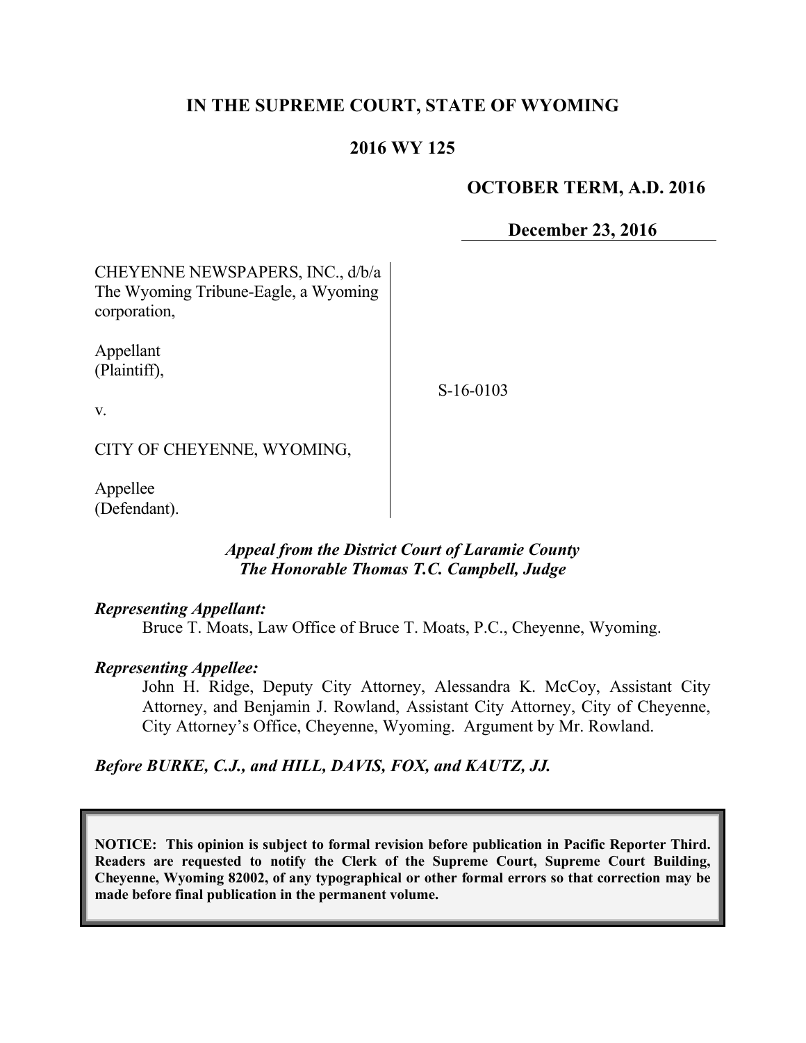**IN THE SUPREME COURT, STATE OF WYOMING**

**2016 WY 125**

**OCTOBER TERM, A.D. 2016**

**December 23, 2016**

CHEYENNE NEWSPAPERS, INC., d/b/a The Wyoming Tribune-Eagle, a Wyoming corporation,

Appellant (Plaintiff),

v.

CITY OF CHEYENNE, WYOMING,

Appellee (Defendant).

S-16-0103

*Appeal from the District Court of Laramie County*
*The Honorable Thomas T.C. Campbell, Judge*

***Representing Appellant:***

Bruce T. Moats, Law Office of Bruce T. Moats, P.C., Cheyenne, Wyoming.

***Representing Appellee:***

John H. Ridge, Deputy City Attorney, Alessandra K. McCoy, Assistant City Attorney, and Benjamin J. Rowland, Assistant City Attorney, City of Cheyenne, City Attorney's Office, Cheyenne, Wyoming. Argument by Mr. Rowland.

***Before BURKE, C.J., and HILL, DAVIS, FOX, and KAUTZ, JJ.***

**NOTICE: This opinion is subject to formal revision before publication in Pacific Reporter Third. Readers are requested to notify the Clerk of the Supreme Court, Supreme Court Building, Cheyenne, Wyoming 82002, of any typographical or other formal errors so that correction may be made before final publication in the permanent volume.**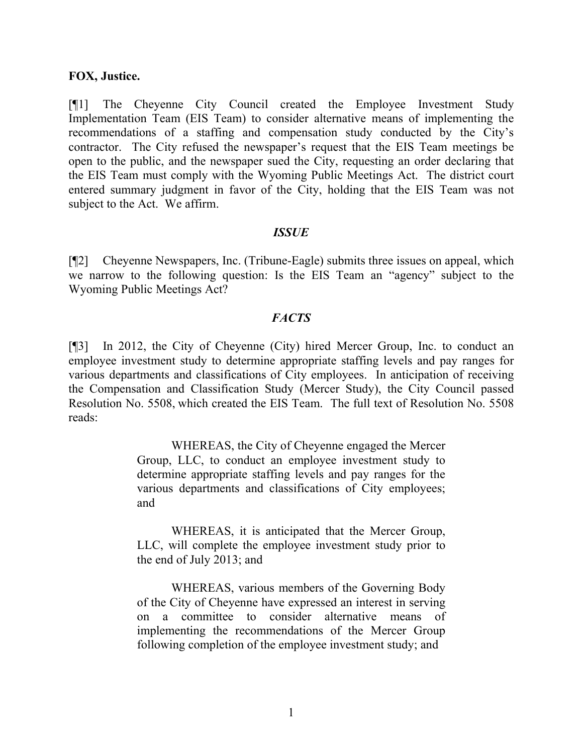**FOX, Justice.**

[¶1] The Cheyenne City Council created the Employee Investment Study Implementation Team (EIS Team) to consider alternative means of implementing the recommendations of a staffing and compensation study conducted by the City's contractor. The City refused the newspaper's request that the EIS Team meetings be open to the public, and the newspaper sued the City, requesting an order declaring that the EIS Team must comply with the Wyoming Public Meetings Act. The district court entered summary judgment in favor of the City, holding that the EIS Team was not subject to the Act. We affirm.

### *ISSUE*

[¶2] Cheyenne Newspapers, Inc. (Tribune-Eagle) submits three issues on appeal, which we narrow to the following question: Is the EIS Team an "agency" subject to the Wyoming Public Meetings Act?

### *FACTS*

[¶3] In 2012, the City of Cheyenne (City) hired Mercer Group, Inc. to conduct an employee investment study to determine appropriate staffing levels and pay ranges for various departments and classifications of City employees. In anticipation of receiving the Compensation and Classification Study (Mercer Study), the City Council passed Resolution No. 5508, which created the EIS Team. The full text of Resolution No. 5508 reads:

> WHEREAS, the City of Cheyenne engaged the Mercer Group, LLC, to conduct an employee investment study to determine appropriate staffing levels and pay ranges for the various departments and classifications of City employees; and
>
> WHEREAS, it is anticipated that the Mercer Group, LLC, will complete the employee investment study prior to the end of July 2013; and
>
> WHEREAS, various members of the Governing Body of the City of Cheyenne have expressed an interest in serving on a committee to consider alternative means of implementing the recommendations of the Mercer Group following completion of the employee investment study; and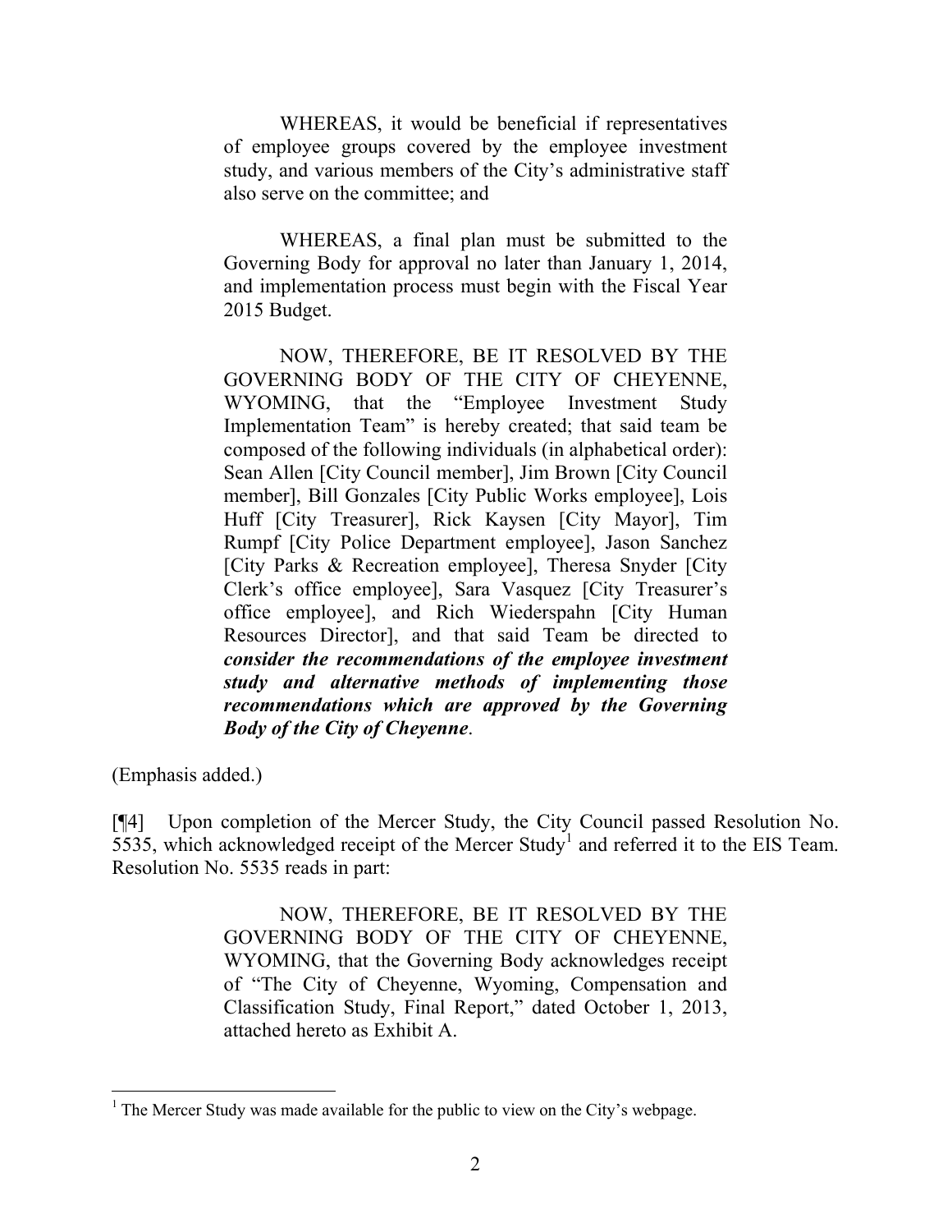> WHEREAS, it would be beneficial if representatives of employee groups covered by the employee investment study, and various members of the City's administrative staff also serve on the committee; and
>
> WHEREAS, a final plan must be submitted to the Governing Body for approval no later than January 1, 2014, and implementation process must begin with the Fiscal Year 2015 Budget.
>
> NOW, THEREFORE, BE IT RESOLVED BY THE GOVERNING BODY OF THE CITY OF CHEYENNE, WYOMING, that the "Employee Investment Study Implementation Team" is hereby created; that said team be composed of the following individuals (in alphabetical order): Sean Allen [City Council member], Jim Brown [City Council member], Bill Gonzales [City Public Works employee], Lois Huff [City Treasurer], Rick Kaysen [City Mayor], Tim Rumpf [City Police Department employee], Jason Sanchez [City Parks & Recreation employee], Theresa Snyder [City Clerk's office employee], Sara Vasquez [City Treasurer's office employee], and Rich Wiederspahn [City Human Resources Director], and that said Team be directed to ***consider the recommendations of the employee investment study and alternative methods of implementing those recommendations which are approved by the Governing Body of the City of Cheyenne***.

(Emphasis added.)

[¶4] Upon completion of the Mercer Study, the City Council passed Resolution No. 5535, which acknowledged receipt of the Mercer Study[1] and referred it to the EIS Team. Resolution No. 5535 reads in part:

> NOW, THEREFORE, BE IT RESOLVED BY THE GOVERNING BODY OF THE CITY OF CHEYENNE, WYOMING, that the Governing Body acknowledges receipt of "The City of Cheyenne, Wyoming, Compensation and Classification Study, Final Report," dated October 1, 2013, attached hereto as Exhibit A.

---

[1] The Mercer Study was made available for the public to view on the City's webpage.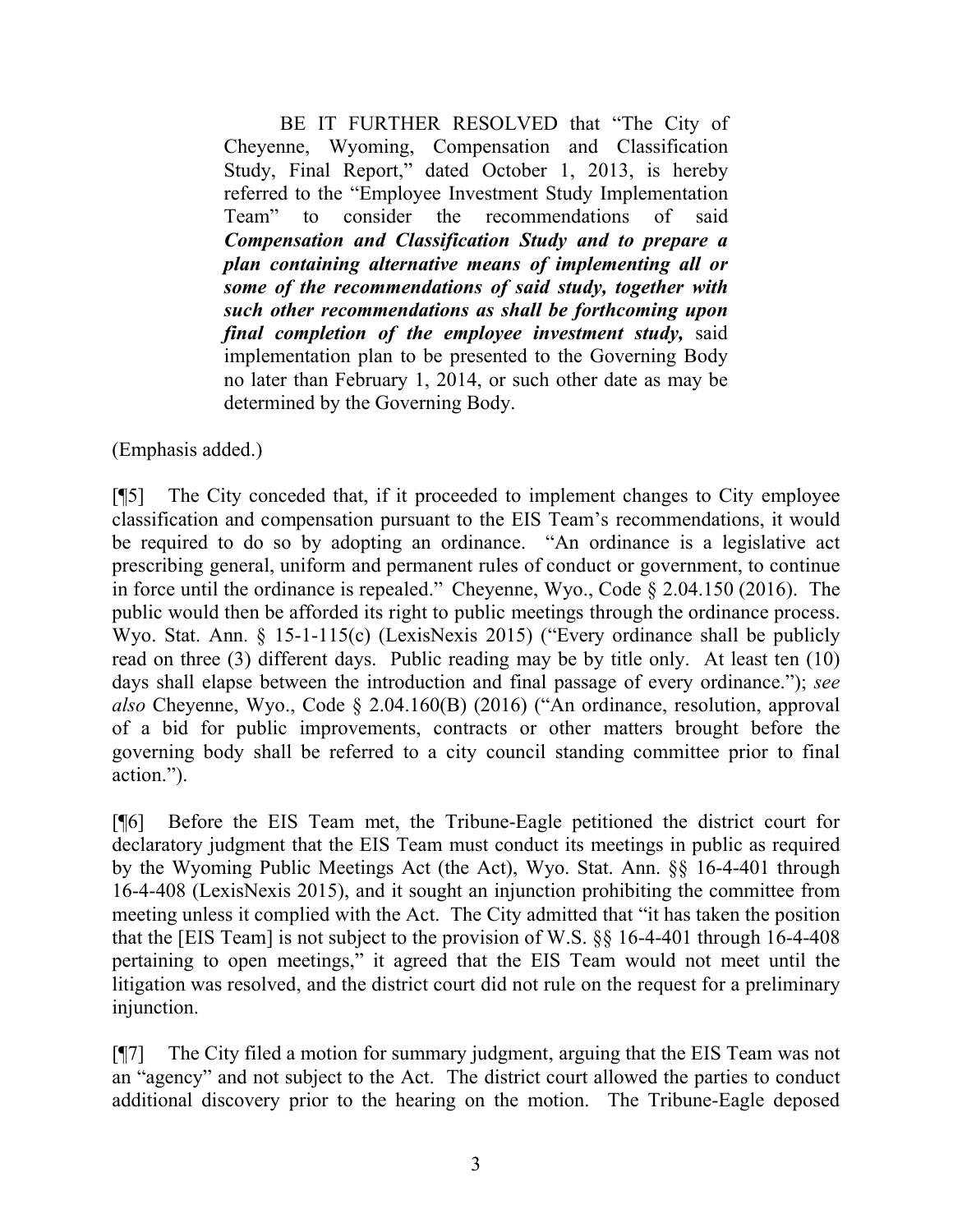> BE IT FURTHER RESOLVED that "The City of Cheyenne, Wyoming, Compensation and Classification Study, Final Report," dated October 1, 2013, is hereby referred to the "Employee Investment Study Implementation Team" to consider the recommendations of said ***Compensation and Classification Study and to prepare a plan containing alternative means of implementing all or some of the recommendations of said study, together with such other recommendations as shall be forthcoming upon final completion of the employee investment study,*** said implementation plan to be presented to the Governing Body no later than February 1, 2014, or such other date as may be determined by the Governing Body.

(Emphasis added.)

[¶5] The City conceded that, if it proceeded to implement changes to City employee classification and compensation pursuant to the EIS Team's recommendations, it would be required to do so by adopting an ordinance. "An ordinance is a legislative act prescribing general, uniform and permanent rules of conduct or government, to continue in force until the ordinance is repealed." Cheyenne, Wyo., Code § 2.04.150 (2016). The public would then be afforded its right to public meetings through the ordinance process. Wyo. Stat. Ann. § 15-1-115(c) (LexisNexis 2015) ("Every ordinance shall be publicly read on three (3) different days. Public reading may be by title only. At least ten (10) days shall elapse between the introduction and final passage of every ordinance."); *see also* Cheyenne, Wyo., Code § 2.04.160(B) (2016) ("An ordinance, resolution, approval of a bid for public improvements, contracts or other matters brought before the governing body shall be referred to a city council standing committee prior to final action.").

[¶6] Before the EIS Team met, the Tribune-Eagle petitioned the district court for declaratory judgment that the EIS Team must conduct its meetings in public as required by the Wyoming Public Meetings Act (the Act), Wyo. Stat. Ann. §§ 16-4-401 through 16-4-408 (LexisNexis 2015), and it sought an injunction prohibiting the committee from meeting unless it complied with the Act. The City admitted that "it has taken the position that the [EIS Team] is not subject to the provision of W.S. §§ 16-4-401 through 16-4-408 pertaining to open meetings," it agreed that the EIS Team would not meet until the litigation was resolved, and the district court did not rule on the request for a preliminary injunction.

[¶7] The City filed a motion for summary judgment, arguing that the EIS Team was not an "agency" and not subject to the Act. The district court allowed the parties to conduct additional discovery prior to the hearing on the motion. The Tribune-Eagle deposed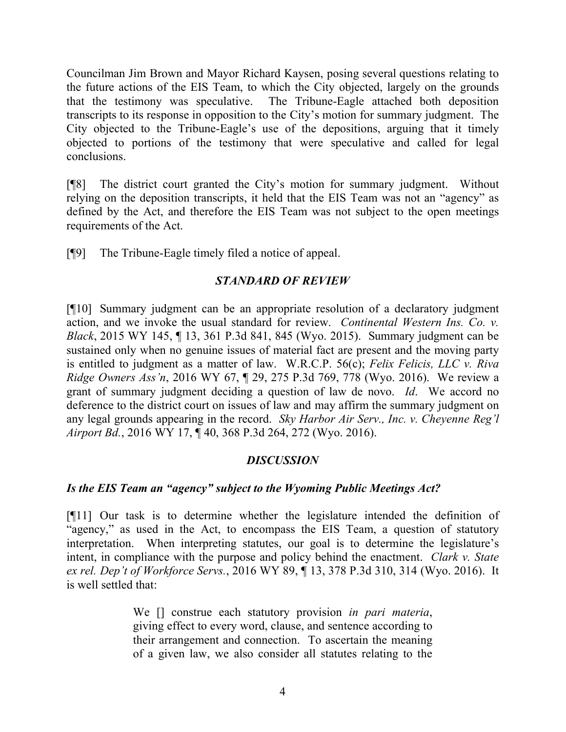Councilman Jim Brown and Mayor Richard Kaysen, posing several questions relating to the future actions of the EIS Team, to which the City objected, largely on the grounds that the testimony was speculative. The Tribune-Eagle attached both deposition transcripts to its response in opposition to the City's motion for summary judgment. The City objected to the Tribune-Eagle's use of the depositions, arguing that it timely objected to portions of the testimony that were speculative and called for legal conclusions.

[¶8] The district court granted the City's motion for summary judgment. Without relying on the deposition transcripts, it held that the EIS Team was not an "agency" as defined by the Act, and therefore the EIS Team was not subject to the open meetings requirements of the Act.

[¶9] The Tribune-Eagle timely filed a notice of appeal.

### *STANDARD OF REVIEW*

[¶10] Summary judgment can be an appropriate resolution of a declaratory judgment action, and we invoke the usual standard for review. *Continental Western Ins. Co. v. Black*, 2015 WY 145, ¶ 13, 361 P.3d 841, 845 (Wyo. 2015). Summary judgment can be sustained only when no genuine issues of material fact are present and the moving party is entitled to judgment as a matter of law. W.R.C.P. 56(c); *Felix Felicis, LLC v. Riva Ridge Owners Ass'n*, 2016 WY 67, ¶ 29, 275 P.3d 769, 778 (Wyo. 2016). We review a grant of summary judgment deciding a question of law de novo. *Id*. We accord no deference to the district court on issues of law and may affirm the summary judgment on any legal grounds appearing in the record. *Sky Harbor Air Serv., Inc. v. Cheyenne Reg'l Airport Bd.*, 2016 WY 17, ¶ 40, 368 P.3d 264, 272 (Wyo. 2016).

### *DISCUSSION*

#### *Is the EIS Team an "agency" subject to the Wyoming Public Meetings Act?*

[¶11] Our task is to determine whether the legislature intended the definition of "agency," as used in the Act, to encompass the EIS Team, a question of statutory interpretation. When interpreting statutes, our goal is to determine the legislature's intent, in compliance with the purpose and policy behind the enactment. *Clark v. State ex rel. Dep't of Workforce Servs.*, 2016 WY 89, ¶ 13, 378 P.3d 310, 314 (Wyo. 2016). It is well settled that:

> We [] construe each statutory provision *in pari materia*, giving effect to every word, clause, and sentence according to their arrangement and connection. To ascertain the meaning of a given law, we also consider all statutes relating to the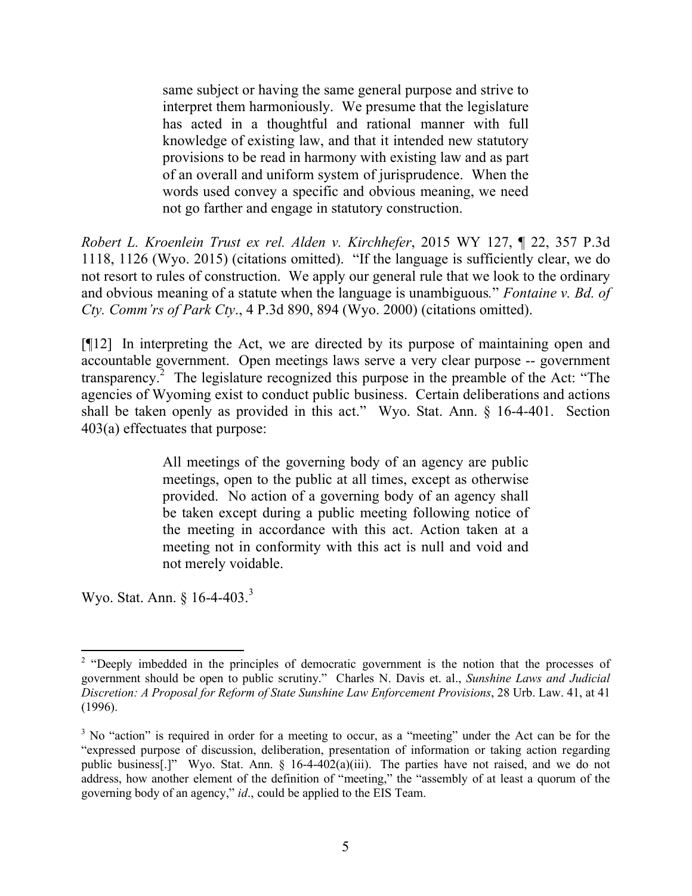> same subject or having the same general purpose and strive to interpret them harmoniously. We presume that the legislature has acted in a thoughtful and rational manner with full knowledge of existing law, and that it intended new statutory provisions to be read in harmony with existing law and as part of an overall and uniform system of jurisprudence. When the words used convey a specific and obvious meaning, we need not go farther and engage in statutory construction.

*Robert L. Kroenlein Trust ex rel. Alden v. Kirchhefer*, 2015 WY 127, ¶ 22, 357 P.3d 1118, 1126 (Wyo. 2015) (citations omitted). "If the language is sufficiently clear, we do not resort to rules of construction. We apply our general rule that we look to the ordinary and obvious meaning of a statute when the language is unambiguous." *Fontaine v. Bd. of Cty. Comm'rs of Park Cty*., 4 P.3d 890, 894 (Wyo. 2000) (citations omitted).

[¶12] In interpreting the Act, we are directed by its purpose of maintaining open and accountable government. Open meetings laws serve a very clear purpose -- government transparency.[2] The legislature recognized this purpose in the preamble of the Act: "The agencies of Wyoming exist to conduct public business. Certain deliberations and actions shall be taken openly as provided in this act." Wyo. Stat. Ann. § 16-4-401. Section 403(a) effectuates that purpose:

> All meetings of the governing body of an agency are public meetings, open to the public at all times, except as otherwise provided. No action of a governing body of an agency shall be taken except during a public meeting following notice of the meeting in accordance with this act. Action taken at a meeting not in conformity with this act is null and void and not merely voidable.

Wyo. Stat. Ann. § 16-4-403.[3]

---

[2] "Deeply imbedded in the principles of democratic government is the notion that the processes of government should be open to public scrutiny." Charles N. Davis et. al., *Sunshine Laws and Judicial Discretion: A Proposal for Reform of State Sunshine Law Enforcement Provisions*, 28 Urb. Law. 41, at 41 (1996).

[3] No "action" is required in order for a meeting to occur, as a "meeting" under the Act can be for the "expressed purpose of discussion, deliberation, presentation of information or taking action regarding public business[.]" Wyo. Stat. Ann. § 16-4-402(a)(iii). The parties have not raised, and we do not address, how another element of the definition of "meeting," the "assembly of at least a quorum of the governing body of an agency," *id*., could be applied to the EIS Team.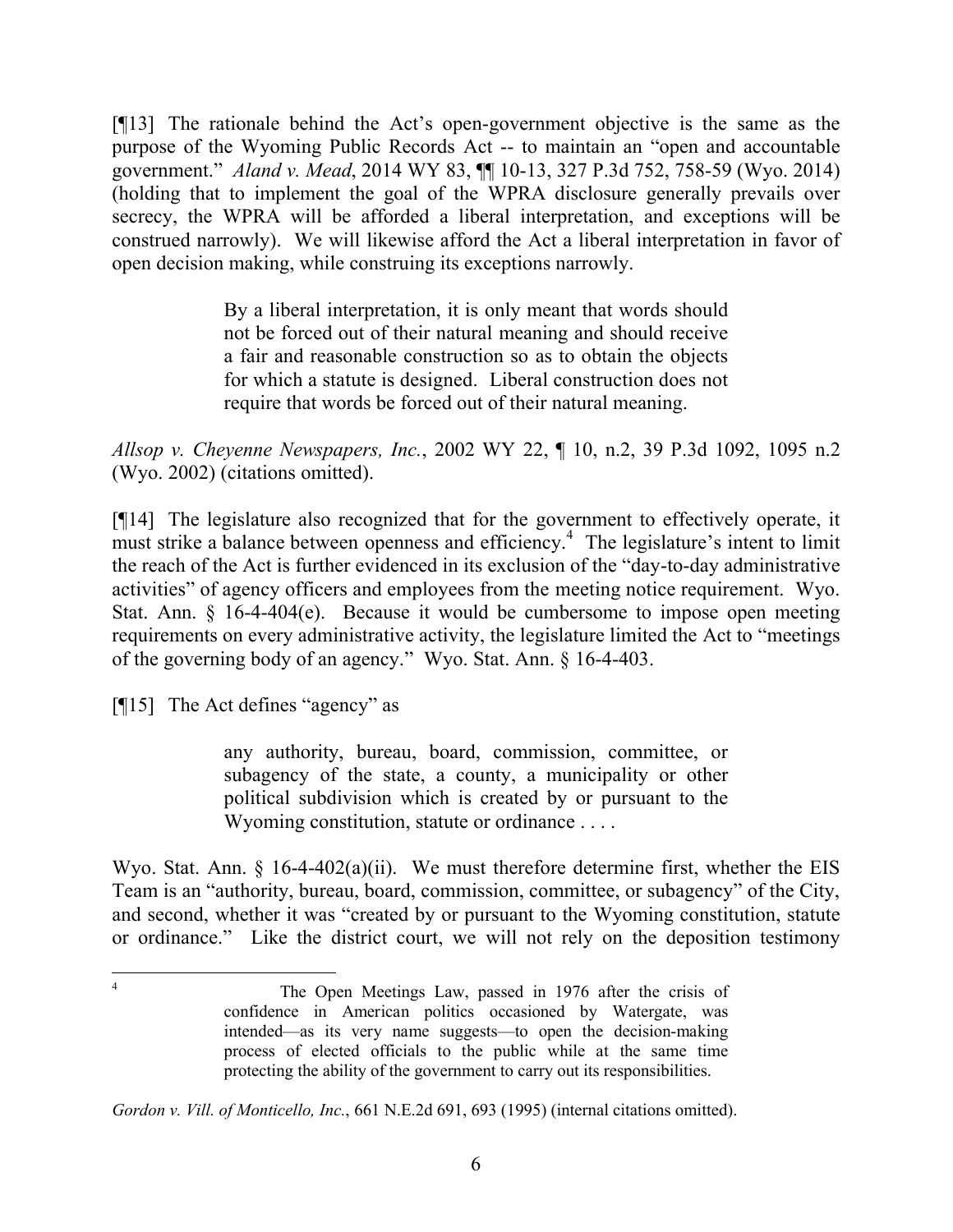[¶13] The rationale behind the Act's open-government objective is the same as the purpose of the Wyoming Public Records Act -- to maintain an "open and accountable government." *Aland v. Mead*, 2014 WY 83, ¶¶ 10-13, 327 P.3d 752, 758-59 (Wyo. 2014) (holding that to implement the goal of the WPRA disclosure generally prevails over secrecy, the WPRA will be afforded a liberal interpretation, and exceptions will be construed narrowly). We will likewise afford the Act a liberal interpretation in favor of open decision making, while construing its exceptions narrowly.

> By a liberal interpretation, it is only meant that words should not be forced out of their natural meaning and should receive a fair and reasonable construction so as to obtain the objects for which a statute is designed. Liberal construction does not require that words be forced out of their natural meaning.

*Allsop v. Cheyenne Newspapers, Inc.*, 2002 WY 22, ¶ 10, n.2, 39 P.3d 1092, 1095 n.2 (Wyo. 2002) (citations omitted).

[¶14] The legislature also recognized that for the government to effectively operate, it must strike a balance between openness and efficiency.[4] The legislature's intent to limit the reach of the Act is further evidenced in its exclusion of the "day-to-day administrative activities" of agency officers and employees from the meeting notice requirement. Wyo. Stat. Ann. § 16-4-404(e). Because it would be cumbersome to impose open meeting requirements on every administrative activity, the legislature limited the Act to "meetings of the governing body of an agency." Wyo. Stat. Ann. § 16-4-403.

[¶15] The Act defines "agency" as

> any authority, bureau, board, commission, committee, or subagency of the state, a county, a municipality or other political subdivision which is created by or pursuant to the Wyoming constitution, statute or ordinance . . . .

Wyo. Stat. Ann. § 16-4-402(a)(ii). We must therefore determine first, whether the EIS Team is an "authority, bureau, board, commission, committee, or subagency" of the City, and second, whether it was "created by or pursuant to the Wyoming constitution, statute or ordinance." Like the district court, we will not rely on the deposition testimony

---

[4]

> The Open Meetings Law, passed in 1976 after the crisis of confidence in American politics occasioned by Watergate, was intended—as its very name suggests—to open the decision-making process of elected officials to the public while at the same time protecting the ability of the government to carry out its responsibilities.

*Gordon v. Vill. of Monticello, Inc.*, 661 N.E.2d 691, 693 (1995) (internal citations omitted).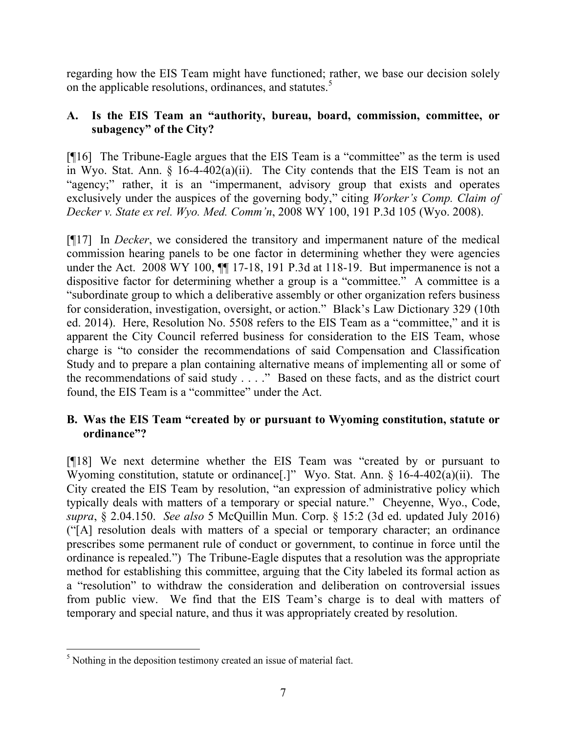regarding how the EIS Team might have functioned; rather, we base our decision solely on the applicable resolutions, ordinances, and statutes.[5]

### A. Is the EIS Team an "authority, bureau, board, commission, committee, or subagency" of the City?

[¶16] The Tribune-Eagle argues that the EIS Team is a "committee" as the term is used in Wyo. Stat. Ann. § 16-4-402(a)(ii). The City contends that the EIS Team is not an "agency;" rather, it is an "impermanent, advisory group that exists and operates exclusively under the auspices of the governing body," citing *Worker's Comp. Claim of Decker v. State ex rel. Wyo. Med. Comm'n*, 2008 WY 100, 191 P.3d 105 (Wyo. 2008).

[¶17] In *Decker*, we considered the transitory and impermanent nature of the medical commission hearing panels to be one factor in determining whether they were agencies under the Act. 2008 WY 100, ¶¶ 17-18, 191 P.3d at 118-19. But impermanence is not a dispositive factor for determining whether a group is a "committee." A committee is a "subordinate group to which a deliberative assembly or other organization refers business for consideration, investigation, oversight, or action." Black's Law Dictionary 329 (10th ed. 2014). Here, Resolution No. 5508 refers to the EIS Team as a "committee," and it is apparent the City Council referred business for consideration to the EIS Team, whose charge is "to consider the recommendations of said Compensation and Classification Study and to prepare a plan containing alternative means of implementing all or some of the recommendations of said study . . . ." Based on these facts, and as the district court found, the EIS Team is a "committee" under the Act.

### B. Was the EIS Team "created by or pursuant to Wyoming constitution, statute or ordinance"?

[¶18] We next determine whether the EIS Team was "created by or pursuant to Wyoming constitution, statute or ordinance[.]" Wyo. Stat. Ann. § 16-4-402(a)(ii). The City created the EIS Team by resolution, "an expression of administrative policy which typically deals with matters of a temporary or special nature." Cheyenne, Wyo., Code, *supra*, § 2.04.150. *See also* 5 McQuillin Mun. Corp. § 15:2 (3d ed. updated July 2016) ("[A] resolution deals with matters of a special or temporary character; an ordinance prescribes some permanent rule of conduct or government, to continue in force until the ordinance is repealed.") The Tribune-Eagle disputes that a resolution was the appropriate method for establishing this committee, arguing that the City labeled its formal action as a "resolution" to withdraw the consideration and deliberation on controversial issues from public view. We find that the EIS Team's charge is to deal with matters of temporary and special nature, and thus it was appropriately created by resolution.

---

[5] Nothing in the deposition testimony created an issue of material fact.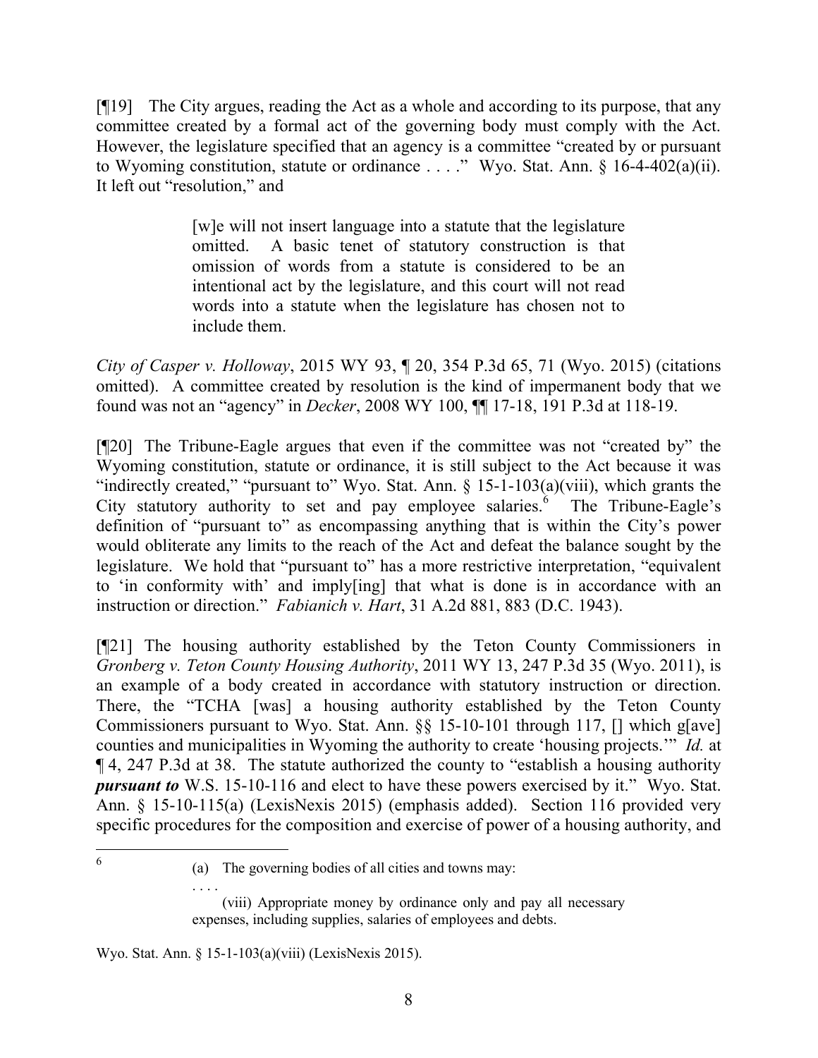[¶19] The City argues, reading the Act as a whole and according to its purpose, that any committee created by a formal act of the governing body must comply with the Act. However, the legislature specified that an agency is a committee "created by or pursuant to Wyoming constitution, statute or ordinance . . . ." Wyo. Stat. Ann. § 16-4-402(a)(ii). It left out "resolution," and

> [w]e will not insert language into a statute that the legislature omitted. A basic tenet of statutory construction is that omission of words from a statute is considered to be an intentional act by the legislature, and this court will not read words into a statute when the legislature has chosen not to include them.

*City of Casper v. Holloway*, 2015 WY 93, ¶ 20, 354 P.3d 65, 71 (Wyo. 2015) (citations omitted). A committee created by resolution is the kind of impermanent body that we found was not an "agency" in *Decker*, 2008 WY 100, ¶¶ 17-18, 191 P.3d at 118-19.

[¶20] The Tribune-Eagle argues that even if the committee was not "created by" the Wyoming constitution, statute or ordinance, it is still subject to the Act because it was "indirectly created," "pursuant to" Wyo. Stat. Ann. § 15-1-103(a)(viii), which grants the City statutory authority to set and pay employee salaries.[6] The Tribune-Eagle's definition of "pursuant to" as encompassing anything that is within the City's power would obliterate any limits to the reach of the Act and defeat the balance sought by the legislature. We hold that "pursuant to" has a more restrictive interpretation, "equivalent to 'in conformity with' and imply[ing] that what is done is in accordance with an instruction or direction." *Fabianich v. Hart*, 31 A.2d 881, 883 (D.C. 1943).

[¶21] The housing authority established by the Teton County Commissioners in *Gronberg v. Teton County Housing Authority*, 2011 WY 13, 247 P.3d 35 (Wyo. 2011), is an example of a body created in accordance with statutory instruction or direction. There, the "TCHA [was] a housing authority established by the Teton County Commissioners pursuant to Wyo. Stat. Ann. §§ 15-10-101 through 117, [] which g[ave] counties and municipalities in Wyoming the authority to create 'housing projects.'" *Id.* at ¶ 4, 247 P.3d at 38. The statute authorized the county to "establish a housing authority ***pursuant to*** W.S. 15-10-116 and elect to have these powers exercised by it." Wyo. Stat. Ann. § 15-10-115(a) (LexisNexis 2015) (emphasis added). Section 116 provided very specific procedures for the composition and exercise of power of a housing authority, and

---

[6]

> (a) The governing bodies of all cities and towns may:
>
> . . . .
>
> (viii) Appropriate money by ordinance only and pay all necessary expenses, including supplies, salaries of employees and debts.

Wyo. Stat. Ann. § 15-1-103(a)(viii) (LexisNexis 2015).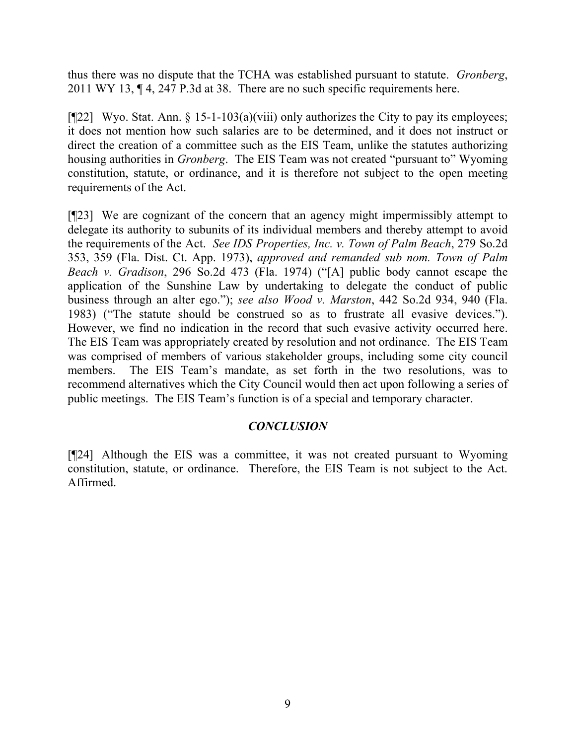thus there was no dispute that the TCHA was established pursuant to statute. *Gronberg*, 2011 WY 13, ¶ 4, 247 P.3d at 38. There are no such specific requirements here.

[¶22] Wyo. Stat. Ann. § 15-1-103(a)(viii) only authorizes the City to pay its employees; it does not mention how such salaries are to be determined, and it does not instruct or direct the creation of a committee such as the EIS Team, unlike the statutes authorizing housing authorities in *Gronberg*. The EIS Team was not created "pursuant to" Wyoming constitution, statute, or ordinance, and it is therefore not subject to the open meeting requirements of the Act.

[¶23] We are cognizant of the concern that an agency might impermissibly attempt to delegate its authority to subunits of its individual members and thereby attempt to avoid the requirements of the Act. *See IDS Properties, Inc. v. Town of Palm Beach*, 279 So.2d 353, 359 (Fla. Dist. Ct. App. 1973), *approved and remanded sub nom. Town of Palm Beach v. Gradison*, 296 So.2d 473 (Fla. 1974) ("[A] public body cannot escape the application of the Sunshine Law by undertaking to delegate the conduct of public business through an alter ego."); *see also Wood v. Marston*, 442 So.2d 934, 940 (Fla. 1983) ("The statute should be construed so as to frustrate all evasive devices."). However, we find no indication in the record that such evasive activity occurred here. The EIS Team was appropriately created by resolution and not ordinance. The EIS Team was comprised of members of various stakeholder groups, including some city council members. The EIS Team's mandate, as set forth in the two resolutions, was to recommend alternatives which the City Council would then act upon following a series of public meetings. The EIS Team's function is of a special and temporary character.

## *CONCLUSION*

[¶24] Although the EIS was a committee, it was not created pursuant to Wyoming constitution, statute, or ordinance. Therefore, the EIS Team is not subject to the Act. Affirmed.